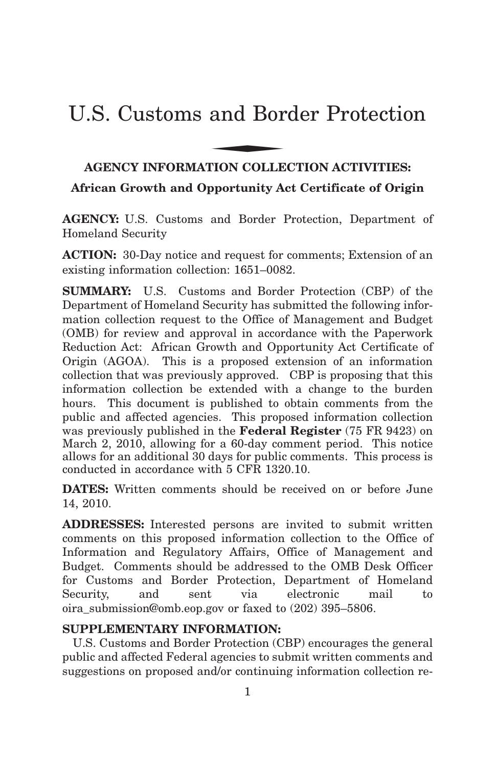# U.S. Customs and Border Protection

## AGENCY INFORMATION COLLECTION ACTIVITIES:

### African Growth and Opportunity Act Certificate of Origin

**AGENCY:** U.S. Customs and Border Protection, Department of Homeland Security

**ACTION:** 30-Day notice and request for comments; Extension of an existing information collection: 1651–0082.

**SUMMARY:** U.S. Customs and Border Protection (CBP) of the Department of Homeland Security has submitted the following information collection request to the Office of Management and Budget (OMB) for review and approval in accordance with the Paperwork Reduction Act: African Growth and Opportunity Act Certificate of Origin (AGOA). This is a proposed extension of an information collection that was previously approved. CBP is proposing that this information collection be extended with a change to the burden hours. This document is published to obtain comments from the public and affected agencies. This proposed information collection was previously published in the **Federal Register** (75 FR 9423) on March 2, 2010, allowing for a 60-day comment period. This notice allows for an additional 30 days for public comments. This process is conducted in accordance with 5 CFR 1320.10.

**DATES:** Written comments should be received on or before June 14, 2010.

**ADDRESSES:** Interested persons are invited to submit written comments on this proposed information collection to the Office of Information and Regulatory Affairs, Office of Management and Budget. Comments should be addressed to the OMB Desk Officer for Customs and Border Protection, Department of Homeland Security, and sent via electronic mail to oira_submission@omb.eop.gov or faxed to (202) 395–5806.

**SUPPLEMENTARY INFORMATION:**

U.S. Customs and Border Protection (CBP) encourages the general public and affected Federal agencies to submit written comments and suggestions on proposed and/or continuing information collection re-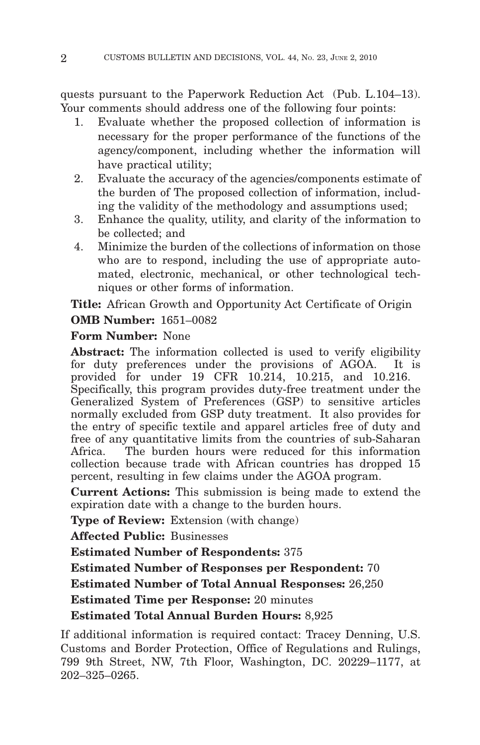quests pursuant to the Paperwork Reduction Act (Pub. L.104–13). Your comments should address one of the following four points:

1. Evaluate whether the proposed collection of information is necessary for the proper performance of the functions of the agency/component, including whether the information will have practical utility;
2. Evaluate the accuracy of the agencies/components estimate of the burden of The proposed collection of information, including the validity of the methodology and assumptions used;
3. Enhance the quality, utility, and clarity of the information to be collected; and
4. Minimize the burden of the collections of information on those who are to respond, including the use of appropriate automated, electronic, mechanical, or other technological techniques or other forms of information.

**Title:** African Growth and Opportunity Act Certificate of Origin

**OMB Number:** 1651–0082

**Form Number:** None

**Abstract:** The information collected is used to verify eligibility for duty preferences under the provisions of AGOA. It is provided for under 19 CFR 10.214, 10.215, and 10.216. Specifically, this program provides duty-free treatment under the Generalized System of Preferences (GSP) to sensitive articles normally excluded from GSP duty treatment. It also provides for the entry of specific textile and apparel articles free of duty and free of any quantitative limits from the countries of sub-Saharan Africa. The burden hours were reduced for this information collection because trade with African countries has dropped 15 percent, resulting in few claims under the AGOA program.

**Current Actions:** This submission is being made to extend the expiration date with a change to the burden hours.

**Type of Review:** Extension (with change)

**Affected Public:** Businesses

**Estimated Number of Respondents:** 375

**Estimated Number of Responses per Respondent:** 70

**Estimated Number of Total Annual Responses:** 26,250

**Estimated Time per Response:** 20 minutes

**Estimated Total Annual Burden Hours:** 8,925

If additional information is required contact: Tracey Denning, U.S. Customs and Border Protection, Office of Regulations and Rulings, 799 9th Street, NW, 7th Floor, Washington, DC. 20229–1177, at 202–325–0265.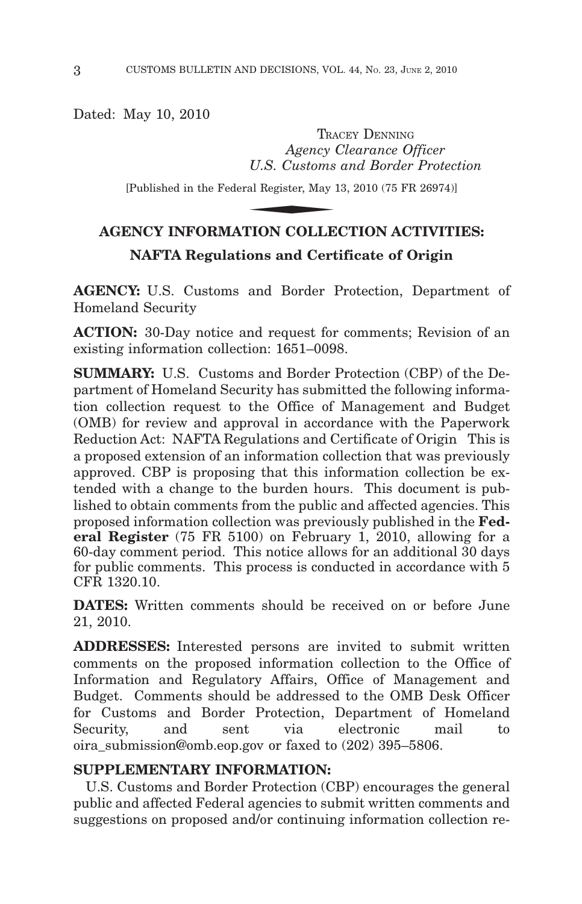Dated: May 10, 2010

TRACEY DENNING
*Agency Clearance Officer*
*U.S. Customs and Border Protection*

[Published in the Federal Register, May 13, 2010 (75 FR 26974)]

## AGENCY INFORMATION COLLECTION ACTIVITIES:

### NAFTA Regulations and Certificate of Origin

**AGENCY:** U.S. Customs and Border Protection, Department of Homeland Security

**ACTION:** 30-Day notice and request for comments; Revision of an existing information collection: 1651–0098.

**SUMMARY:** U.S. Customs and Border Protection (CBP) of the Department of Homeland Security has submitted the following information collection request to the Office of Management and Budget (OMB) for review and approval in accordance with the Paperwork Reduction Act: NAFTA Regulations and Certificate of Origin This is a proposed extension of an information collection that was previously approved. CBP is proposing that this information collection be extended with a change to the burden hours. This document is published to obtain comments from the public and affected agencies. This proposed information collection was previously published in the **Federal Register** (75 FR 5100) on February 1, 2010, allowing for a 60-day comment period. This notice allows for an additional 30 days for public comments. This process is conducted in accordance with 5 CFR 1320.10.

**DATES:** Written comments should be received on or before June 21, 2010.

**ADDRESSES:** Interested persons are invited to submit written comments on the proposed information collection to the Office of Information and Regulatory Affairs, Office of Management and Budget. Comments should be addressed to the OMB Desk Officer for Customs and Border Protection, Department of Homeland Security, and sent via electronic mail to oira_submission@omb.eop.gov or faxed to (202) 395–5806.

**SUPPLEMENTARY INFORMATION:**

U.S. Customs and Border Protection (CBP) encourages the general public and affected Federal agencies to submit written comments and suggestions on proposed and/or continuing information collection re-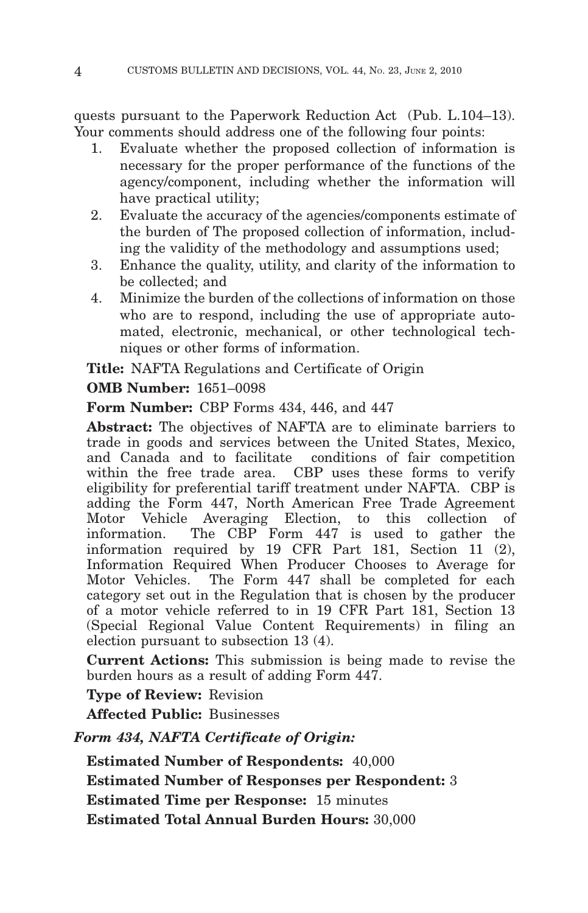quests pursuant to the Paperwork Reduction Act (Pub. L.104–13). Your comments should address one of the following four points:

1. Evaluate whether the proposed collection of information is necessary for the proper performance of the functions of the agency/component, including whether the information will have practical utility;
2. Evaluate the accuracy of the agencies/components estimate of the burden of The proposed collection of information, including the validity of the methodology and assumptions used;
3. Enhance the quality, utility, and clarity of the information to be collected; and
4. Minimize the burden of the collections of information on those who are to respond, including the use of appropriate automated, electronic, mechanical, or other technological techniques or other forms of information.

**Title:** NAFTA Regulations and Certificate of Origin

**OMB Number:** 1651–0098

**Form Number:** CBP Forms 434, 446, and 447

**Abstract:** The objectives of NAFTA are to eliminate barriers to trade in goods and services between the United States, Mexico, and Canada and to facilitate conditions of fair competition within the free trade area. CBP uses these forms to verify eligibility for preferential tariff treatment under NAFTA. CBP is adding the Form 447, North American Free Trade Agreement Motor Vehicle Averaging Election, to this collection of information. The CBP Form 447 is used to gather the information required by 19 CFR Part 181, Section 11 (2), Information Required When Producer Chooses to Average for Motor Vehicles. The Form 447 shall be completed for each category set out in the Regulation that is chosen by the producer of a motor vehicle referred to in 19 CFR Part 181, Section 13 (Special Regional Value Content Requirements) in filing an election pursuant to subsection 13 (4).

**Current Actions:** This submission is being made to revise the burden hours as a result of adding Form 447.

**Type of Review:** Revision

**Affected Public:** Businesses

***Form 434, NAFTA Certificate of Origin:***

**Estimated Number of Respondents:** 40,000

**Estimated Number of Responses per Respondent:** 3

**Estimated Time per Response:** 15 minutes

**Estimated Total Annual Burden Hours:** 30,000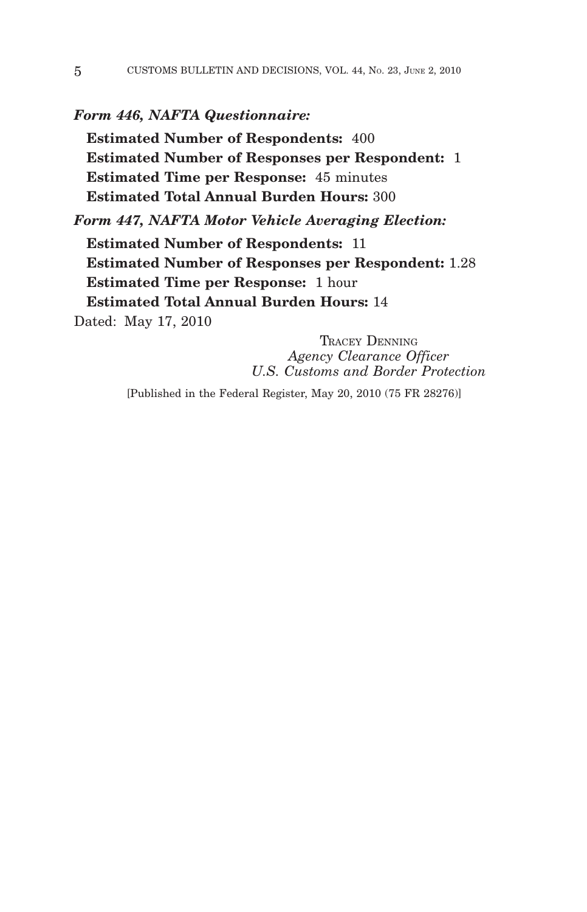***Form 446, NAFTA Questionnaire:***

**Estimated Number of Respondents:** 400

**Estimated Number of Responses per Respondent:** 1

**Estimated Time per Response:** 45 minutes

**Estimated Total Annual Burden Hours:** 300

***Form 447, NAFTA Motor Vehicle Averaging Election:***

**Estimated Number of Respondents:** 11

**Estimated Number of Responses per Respondent:** 1.28

**Estimated Time per Response:** 1 hour

**Estimated Total Annual Burden Hours:** 14

Dated: May 17, 2010

TRACEY DENNING
*Agency Clearance Officer*
*U.S. Customs and Border Protection*

[Published in the Federal Register, May 20, 2010 (75 FR 28276)]